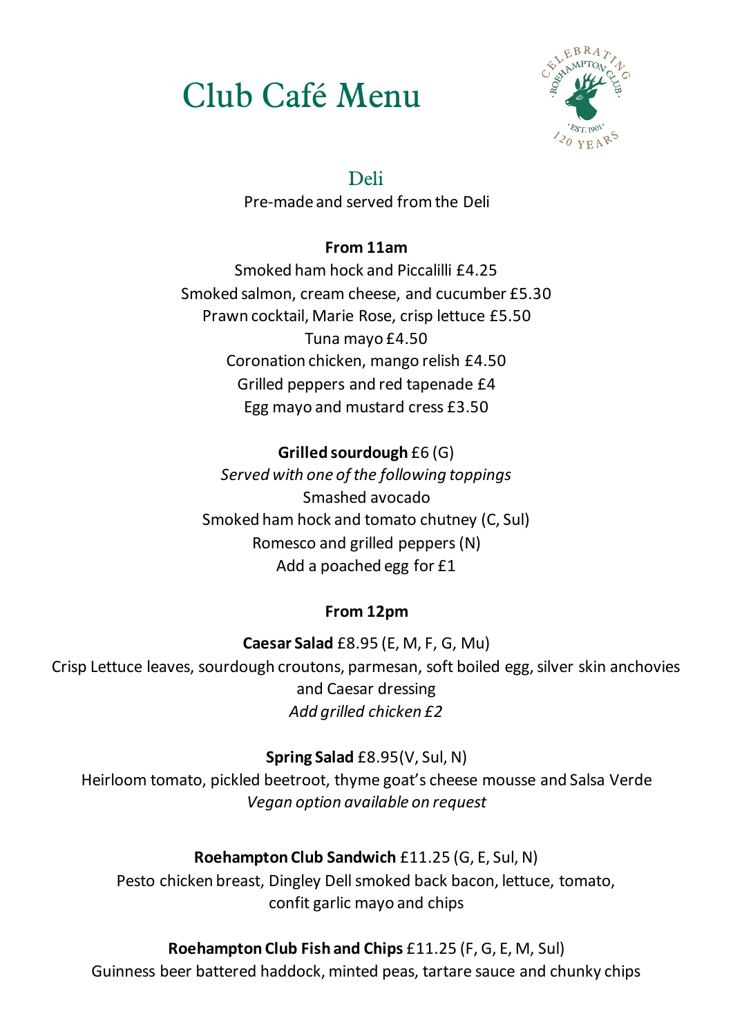# Club Café Menu

## Deli

Pre-made and served from the Deli

**From 11am**

Smoked ham hock and Piccalilli £4.25
Smoked salmon, cream cheese, and cucumber £5.30
Prawn cocktail, Marie Rose, crisp lettuce £5.50
Tuna mayo £4.50
Coronation chicken, mango relish £4.50
Grilled peppers and red tapenade £4
Egg mayo and mustard cress £3.50

**Grilled sourdough** £6 (G)
*Served with one of the following toppings*
Smashed avocado
Smoked ham hock and tomato chutney (C, Sul)
Romesco and grilled peppers (N)
Add a poached egg for £1

**From 12pm**

**Caesar Salad** £8.95 (E, M, F, G, Mu)
Crisp Lettuce leaves, sourdough croutons, parmesan, soft boiled egg, silver skin anchovies and Caesar dressing
*Add grilled chicken £2*

**Spring Salad** £8.95(V, Sul, N)
Heirloom tomato, pickled beetroot, thyme goat's cheese mousse and Salsa Verde
*Vegan option available on request*

**Roehampton Club Sandwich** £11.25 (G, E, Sul, N)
Pesto chicken breast, Dingley Dell smoked back bacon, lettuce, tomato, confit garlic mayo and chips

**Roehampton Club Fish and Chips** £11.25 (F, G, E, M, Sul)
Guinness beer battered haddock, minted peas, tartare sauce and chunky chips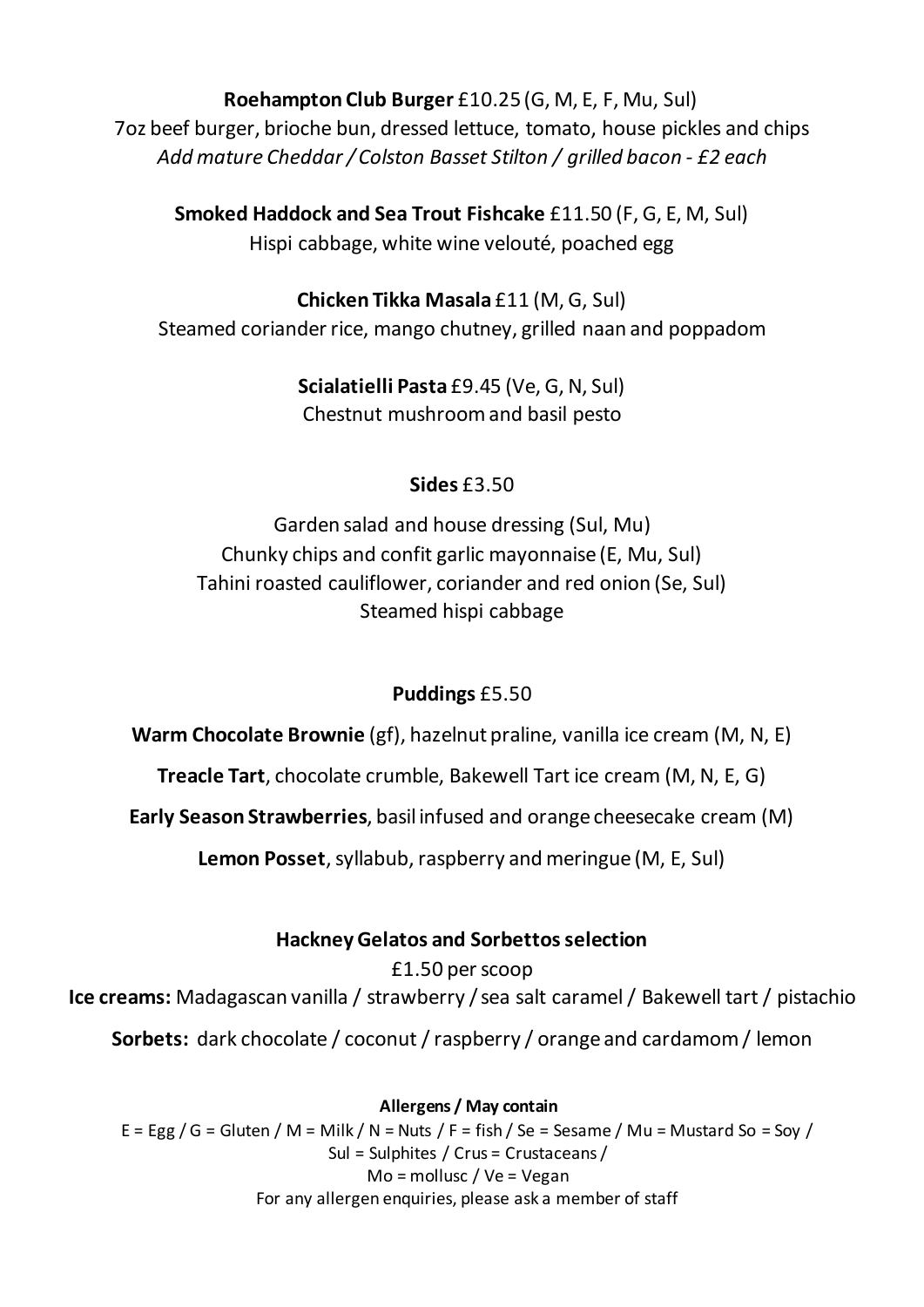**Roehampton Club Burger** £10.25 (G, M, E, F, Mu, Sul)
7oz beef burger, brioche bun, dressed lettuce, tomato, house pickles and chips
*Add mature Cheddar / Colston Basset Stilton / grilled bacon - £2 each*

**Smoked Haddock and Sea Trout Fishcake** £11.50 (F, G, E, M, Sul)
Hispi cabbage, white wine velouté, poached egg

**Chicken Tikka Masala** £11 (M, G, Sul)
Steamed coriander rice, mango chutney, grilled naan and poppadom

**Scialatielli Pasta** £9.45 (Ve, G, N, Sul)
Chestnut mushroom and basil pesto

**Sides** £3.50

Garden salad and house dressing (Sul, Mu)
Chunky chips and confit garlic mayonnaise (E, Mu, Sul)
Tahini roasted cauliflower, coriander and red onion (Se, Sul)
Steamed hispi cabbage

**Puddings** £5.50

**Warm Chocolate Brownie** (gf), hazelnut praline, vanilla ice cream (M, N, E)

**Treacle Tart**, chocolate crumble, Bakewell Tart ice cream (M, N, E, G)

**Early Season Strawberries**, basil infused and orange cheesecake cream (M)

**Lemon Posset**, syllabub, raspberry and meringue (M, E, Sul)

**Hackney Gelatos and Sorbettos selection**

£1.50 per scoop

**Ice creams:** Madagascan vanilla / strawberry / sea salt caramel / Bakewell tart / pistachio

**Sorbets:** dark chocolate / coconut / raspberry / orange and cardamom / lemon

**Allergens / May contain**

E = Egg / G = Gluten / M = Milk / N = Nuts / F = fish / Se = Sesame / Mu = Mustard So = Soy / Sul = Sulphites / Crus = Crustaceans / Mo = mollusc / Ve = Vegan
For any allergen enquiries, please ask a member of staff